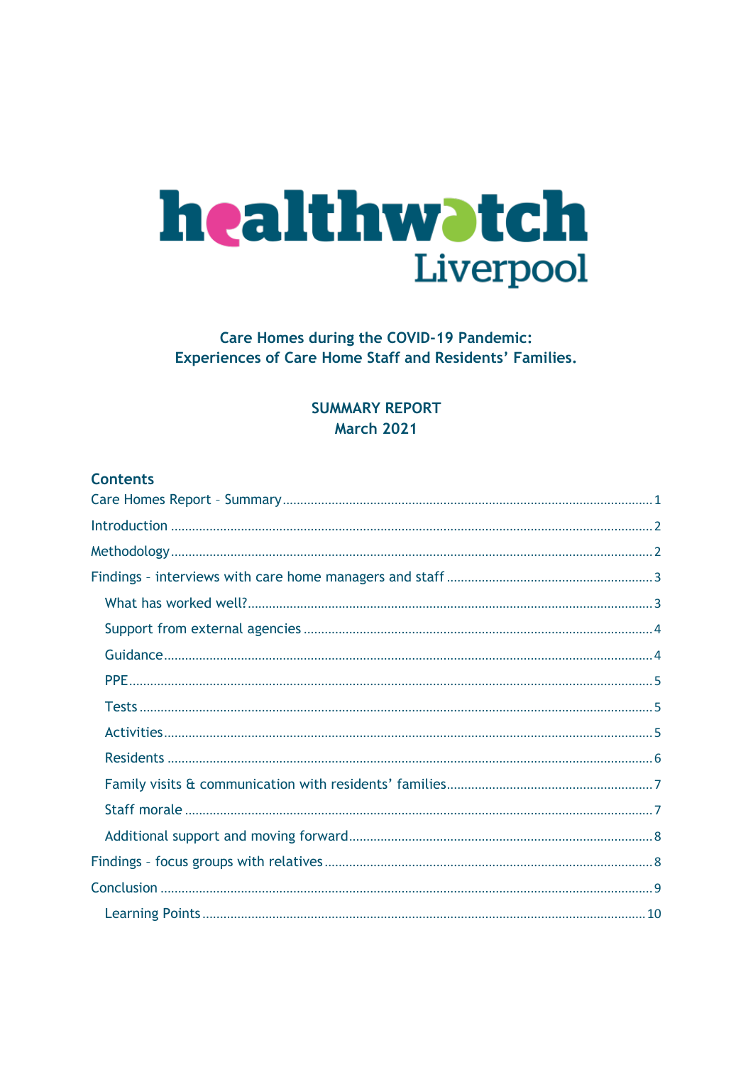# healthwatch Liverpool

**Care Homes during the COVID-19 Pandemic:**
**Experiences of Care Home Staff and Residents' Families.**

**SUMMARY REPORT**
**March 2021**

## Contents

Care Homes Report – Summary .......... 1
Introduction .......... 2
Methodology .......... 2
Findings – interviews with care home managers and staff .......... 3
- What has worked well? .......... 3
- Support from external agencies .......... 4
- Guidance .......... 4
- PPE .......... 5
- Tests .......... 5
- Activities .......... 5
- Residents .......... 6
- Family visits & communication with residents' families .......... 7
- Staff morale .......... 7
- Additional support and moving forward .......... 8

Findings – focus groups with relatives .......... 8
Conclusion .......... 9
- Learning Points .......... 10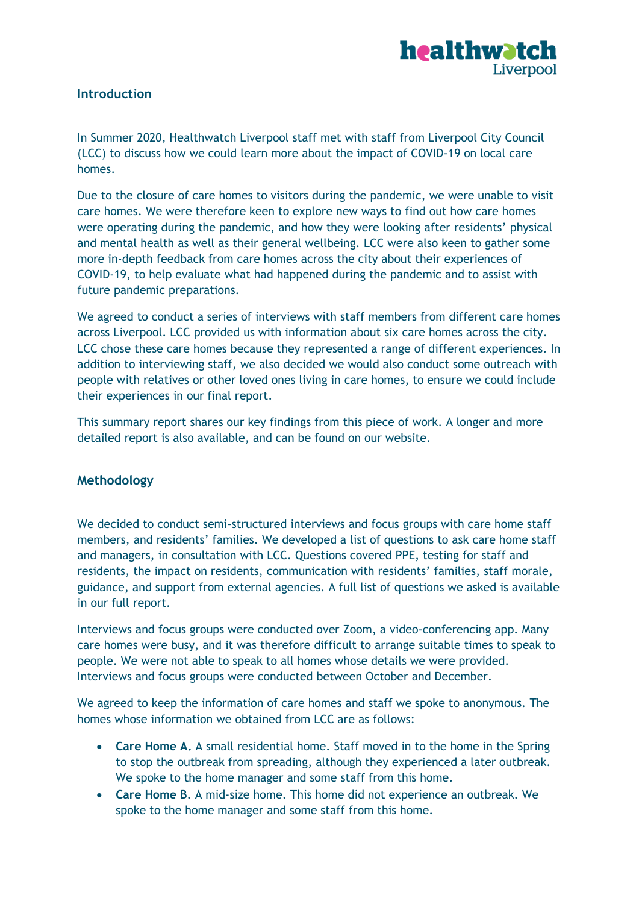## Introduction

In Summer 2020, Healthwatch Liverpool staff met with staff from Liverpool City Council (LCC) to discuss how we could learn more about the impact of COVID-19 on local care homes.

Due to the closure of care homes to visitors during the pandemic, we were unable to visit care homes. We were therefore keen to explore new ways to find out how care homes were operating during the pandemic, and how they were looking after residents' physical and mental health as well as their general wellbeing. LCC were also keen to gather some more in-depth feedback from care homes across the city about their experiences of COVID-19, to help evaluate what had happened during the pandemic and to assist with future pandemic preparations.

We agreed to conduct a series of interviews with staff members from different care homes across Liverpool. LCC provided us with information about six care homes across the city. LCC chose these care homes because they represented a range of different experiences. In addition to interviewing staff, we also decided we would also conduct some outreach with people with relatives or other loved ones living in care homes, to ensure we could include their experiences in our final report.

This summary report shares our key findings from this piece of work. A longer and more detailed report is also available, and can be found on our website.

## Methodology

We decided to conduct semi-structured interviews and focus groups with care home staff members, and residents' families. We developed a list of questions to ask care home staff and managers, in consultation with LCC. Questions covered PPE, testing for staff and residents, the impact on residents, communication with residents' families, staff morale, guidance, and support from external agencies. A full list of questions we asked is available in our full report.

Interviews and focus groups were conducted over Zoom, a video-conferencing app. Many care homes were busy, and it was therefore difficult to arrange suitable times to speak to people. We were not able to speak to all homes whose details we were provided. Interviews and focus groups were conducted between October and December.

We agreed to keep the information of care homes and staff we spoke to anonymous. The homes whose information we obtained from LCC are as follows:

- **Care Home A.** A small residential home. Staff moved in to the home in the Spring to stop the outbreak from spreading, although they experienced a later outbreak. We spoke to the home manager and some staff from this home.
- **Care Home B**. A mid-size home. This home did not experience an outbreak. We spoke to the home manager and some staff from this home.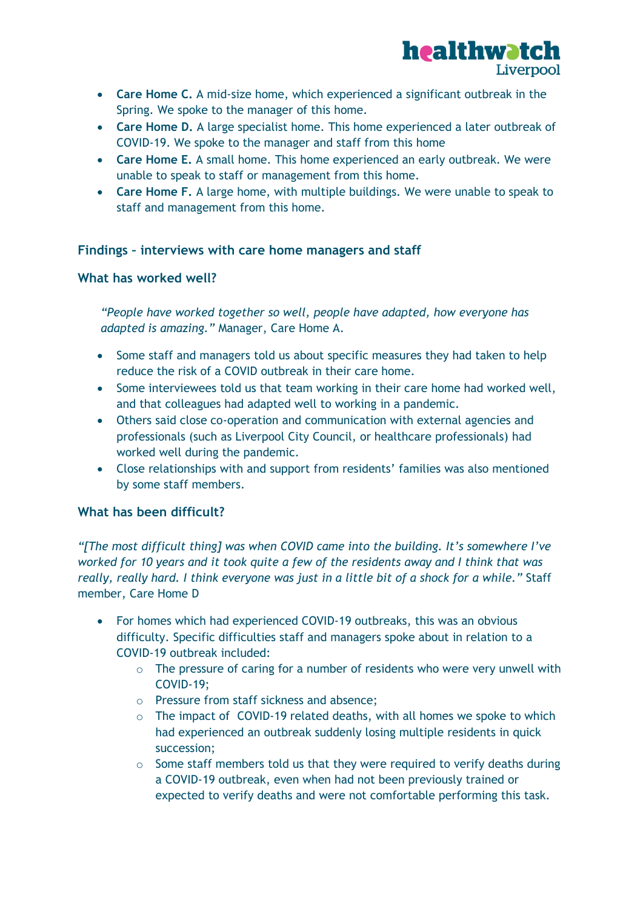- **Care Home C.** A mid-size home, which experienced a significant outbreak in the Spring. We spoke to the manager of this home.
- **Care Home D.** A large specialist home. This home experienced a later outbreak of COVID-19. We spoke to the manager and staff from this home
- **Care Home E.** A small home. This home experienced an early outbreak. We were unable to speak to staff or management from this home.
- **Care Home F.** A large home, with multiple buildings. We were unable to speak to staff and management from this home.

## Findings – interviews with care home managers and staff

### What has worked well?

> *"People have worked together so well, people have adapted, how everyone has adapted is amazing."* Manager, Care Home A.

- Some staff and managers told us about specific measures they had taken to help reduce the risk of a COVID outbreak in their care home.
- Some interviewees told us that team working in their care home had worked well, and that colleagues had adapted well to working in a pandemic.
- Others said close co-operation and communication with external agencies and professionals (such as Liverpool City Council, or healthcare professionals) had worked well during the pandemic.
- Close relationships with and support from residents' families was also mentioned by some staff members.

### What has been difficult?

*"[The most difficult thing] was when COVID came into the building. It's somewhere I've worked for 10 years and it took quite a few of the residents away and I think that was really, really hard. I think everyone was just in a little bit of a shock for a while."* Staff member, Care Home D

- For homes which had experienced COVID-19 outbreaks, this was an obvious difficulty. Specific difficulties staff and managers spoke about in relation to a COVID-19 outbreak included:
  - The pressure of caring for a number of residents who were very unwell with COVID-19;
  - Pressure from staff sickness and absence;
  - The impact of COVID-19 related deaths, with all homes we spoke to which had experienced an outbreak suddenly losing multiple residents in quick succession;
  - Some staff members told us that they were required to verify deaths during a COVID-19 outbreak, even when had not been previously trained or expected to verify deaths and were not comfortable performing this task.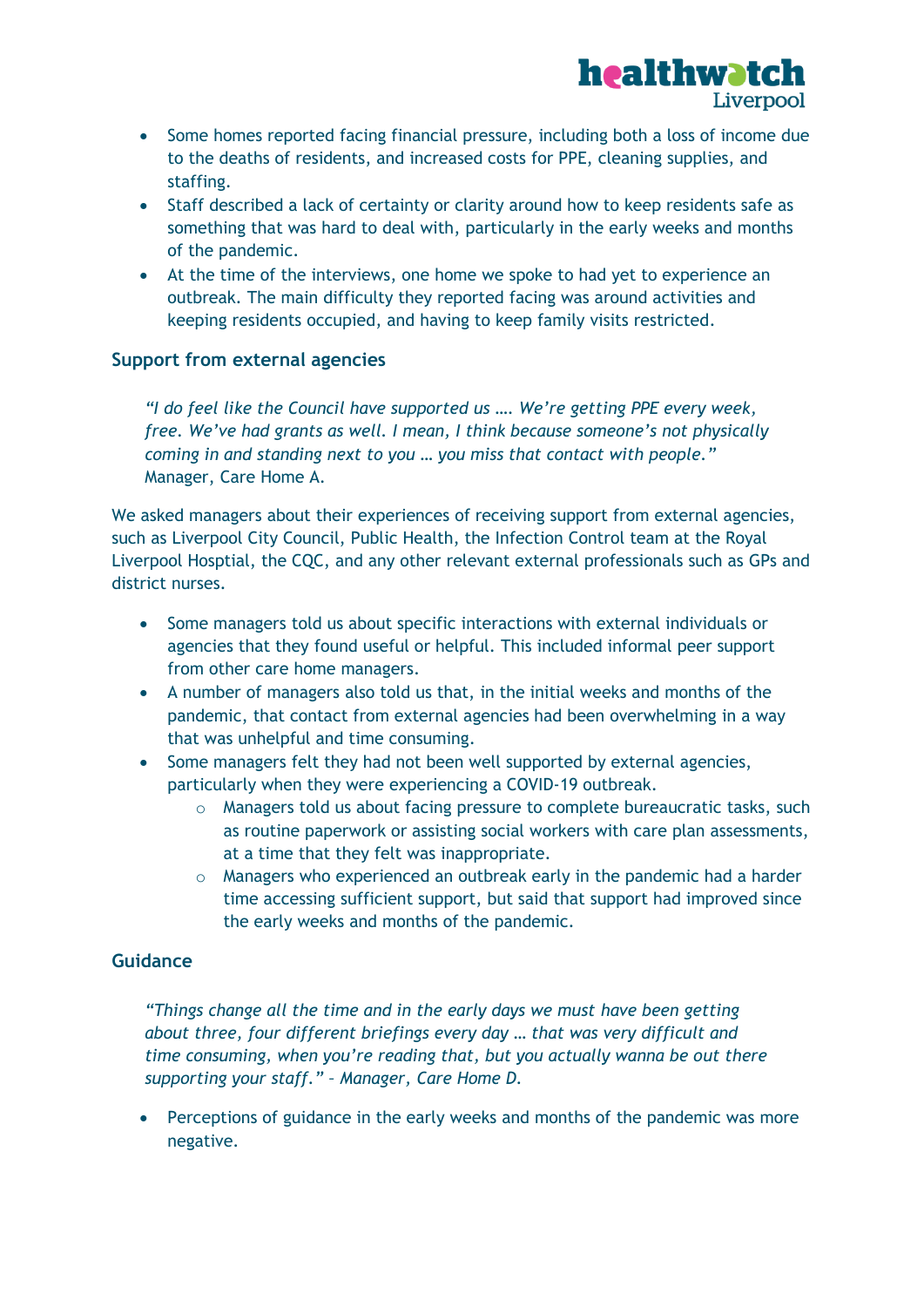- Some homes reported facing financial pressure, including both a loss of income due to the deaths of residents, and increased costs for PPE, cleaning supplies, and staffing.
- Staff described a lack of certainty or clarity around how to keep residents safe as something that was hard to deal with, particularly in the early weeks and months of the pandemic.
- At the time of the interviews, one home we spoke to had yet to experience an outbreak. The main difficulty they reported facing was around activities and keeping residents occupied, and having to keep family visits restricted.

### Support from external agencies

> *"I do feel like the Council have supported us …. We're getting PPE every week, free. We've had grants as well. I mean, I think because someone's not physically coming in and standing next to you … you miss that contact with people."* Manager, Care Home A.

We asked managers about their experiences of receiving support from external agencies, such as Liverpool City Council, Public Health, the Infection Control team at the Royal Liverpool Hosptial, the CQC, and any other relevant external professionals such as GPs and district nurses.

- Some managers told us about specific interactions with external individuals or agencies that they found useful or helpful. This included informal peer support from other care home managers.
- A number of managers also told us that, in the initial weeks and months of the pandemic, that contact from external agencies had been overwhelming in a way that was unhelpful and time consuming.
- Some managers felt they had not been well supported by external agencies, particularly when they were experiencing a COVID-19 outbreak.
    - Managers told us about facing pressure to complete bureaucratic tasks, such as routine paperwork or assisting social workers with care plan assessments, at a time that they felt was inappropriate.
    - Managers who experienced an outbreak early in the pandemic had a harder time accessing sufficient support, but said that support had improved since the early weeks and months of the pandemic.

### Guidance

> *"Things change all the time and in the early days we must have been getting about three, four different briefings every day … that was very difficult and time consuming, when you're reading that, but you actually wanna be out there supporting your staff." – Manager, Care Home D.*

- Perceptions of guidance in the early weeks and months of the pandemic was more negative.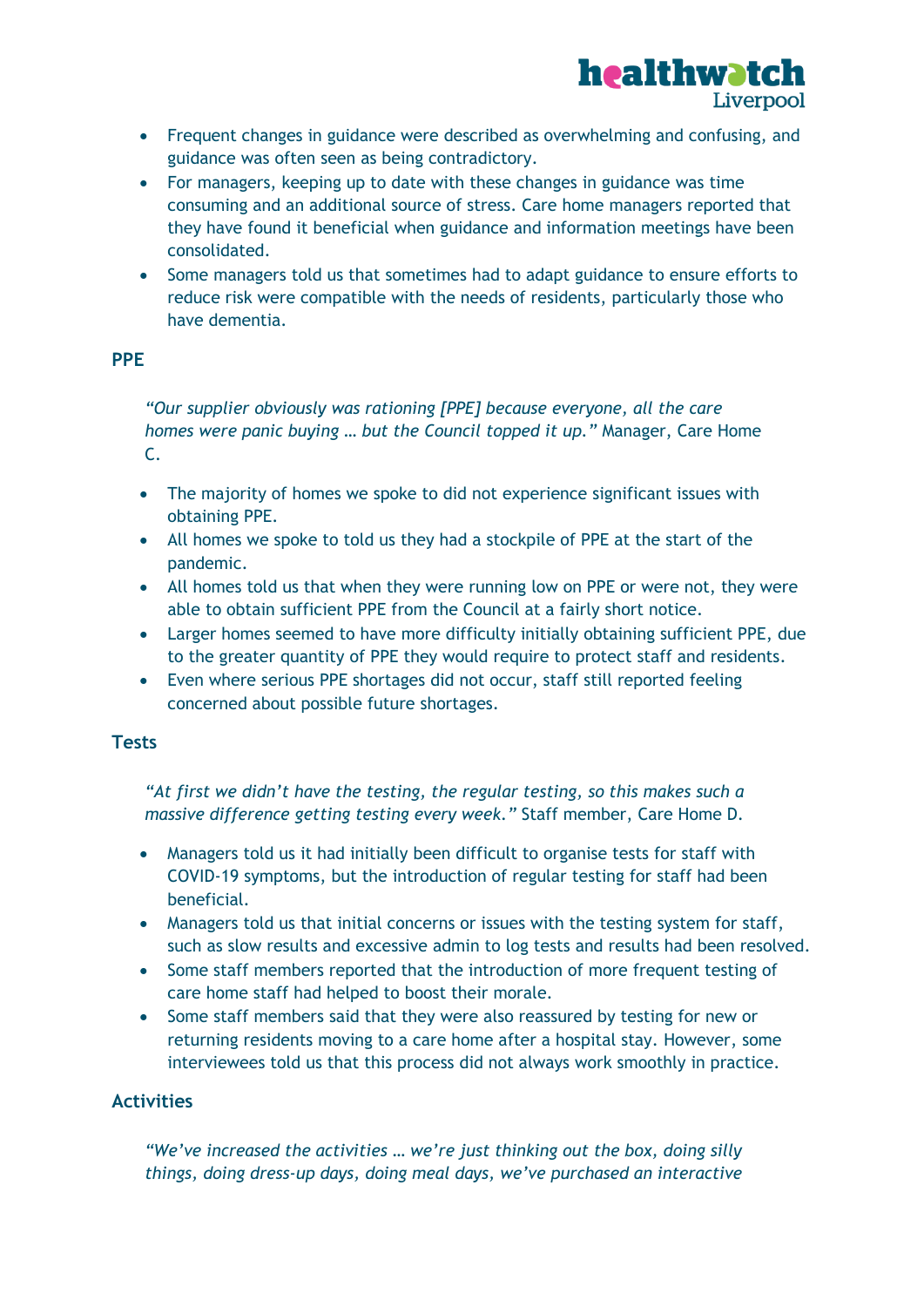- Frequent changes in guidance were described as overwhelming and confusing, and guidance was often seen as being contradictory.
- For managers, keeping up to date with these changes in guidance was time consuming and an additional source of stress. Care home managers reported that they have found it beneficial when guidance and information meetings have been consolidated.
- Some managers told us that sometimes had to adapt guidance to ensure efforts to reduce risk were compatible with the needs of residents, particularly those who have dementia.

## PPE

*"Our supplier obviously was rationing [PPE] because everyone, all the care homes were panic buying … but the Council topped it up."* Manager, Care Home C.

- The majority of homes we spoke to did not experience significant issues with obtaining PPE.
- All homes we spoke to told us they had a stockpile of PPE at the start of the pandemic.
- All homes told us that when they were running low on PPE or were not, they were able to obtain sufficient PPE from the Council at a fairly short notice.
- Larger homes seemed to have more difficulty initially obtaining sufficient PPE, due to the greater quantity of PPE they would require to protect staff and residents.
- Even where serious PPE shortages did not occur, staff still reported feeling concerned about possible future shortages.

## Tests

*"At first we didn't have the testing, the regular testing, so this makes such a massive difference getting testing every week."* Staff member, Care Home D.

- Managers told us it had initially been difficult to organise tests for staff with COVID-19 symptoms, but the introduction of regular testing for staff had been beneficial.
- Managers told us that initial concerns or issues with the testing system for staff, such as slow results and excessive admin to log tests and results had been resolved.
- Some staff members reported that the introduction of more frequent testing of care home staff had helped to boost their morale.
- Some staff members said that they were also reassured by testing for new or returning residents moving to a care home after a hospital stay. However, some interviewees told us that this process did not always work smoothly in practice.

## Activities

*"We've increased the activities … we're just thinking out the box, doing silly things, doing dress-up days, doing meal days, we've purchased an interactive*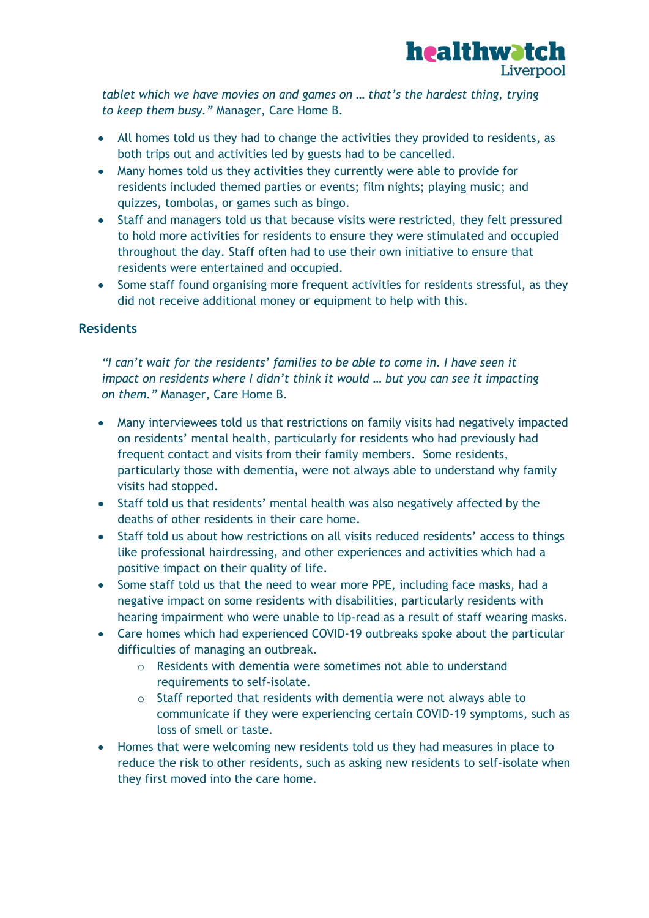*tablet which we have movies on and games on … that's the hardest thing, trying to keep them busy."* Manager, Care Home B.

- All homes told us they had to change the activities they provided to residents, as both trips out and activities led by guests had to be cancelled.
- Many homes told us they activities they currently were able to provide for residents included themed parties or events; film nights; playing music; and quizzes, tombolas, or games such as bingo.
- Staff and managers told us that because visits were restricted, they felt pressured to hold more activities for residents to ensure they were stimulated and occupied throughout the day. Staff often had to use their own initiative to ensure that residents were entertained and occupied.
- Some staff found organising more frequent activities for residents stressful, as they did not receive additional money or equipment to help with this.

### Residents

*"I can't wait for the residents' families to be able to come in. I have seen it impact on residents where I didn't think it would … but you can see it impacting on them."* Manager, Care Home B.

- Many interviewees told us that restrictions on family visits had negatively impacted on residents' mental health, particularly for residents who had previously had frequent contact and visits from their family members. Some residents, particularly those with dementia, were not always able to understand why family visits had stopped.
- Staff told us that residents' mental health was also negatively affected by the deaths of other residents in their care home.
- Staff told us about how restrictions on all visits reduced residents' access to things like professional hairdressing, and other experiences and activities which had a positive impact on their quality of life.
- Some staff told us that the need to wear more PPE, including face masks, had a negative impact on some residents with disabilities, particularly residents with hearing impairment who were unable to lip-read as a result of staff wearing masks.
- Care homes which had experienced COVID-19 outbreaks spoke about the particular difficulties of managing an outbreak.
  - Residents with dementia were sometimes not able to understand requirements to self-isolate.
  - Staff reported that residents with dementia were not always able to communicate if they were experiencing certain COVID-19 symptoms, such as loss of smell or taste.
- Homes that were welcoming new residents told us they had measures in place to reduce the risk to other residents, such as asking new residents to self-isolate when they first moved into the care home.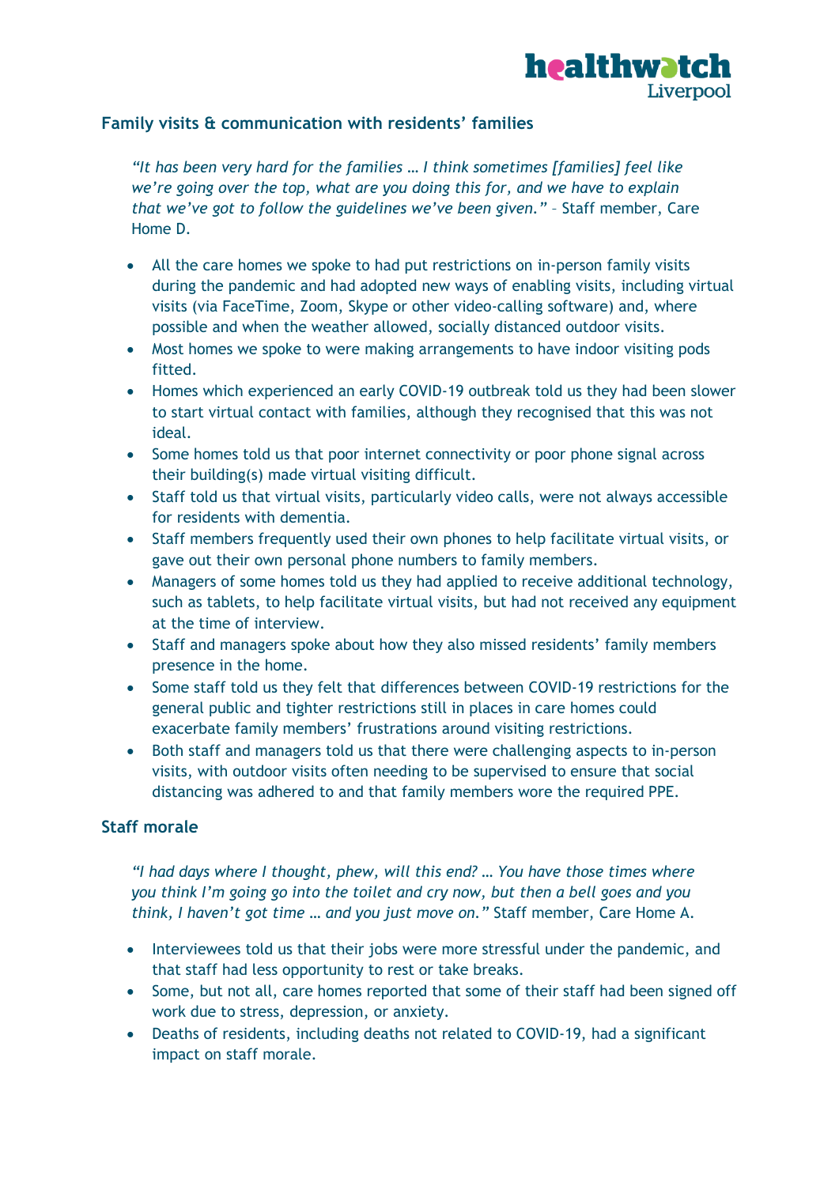## Family visits & communication with residents' families

*"It has been very hard for the families … I think sometimes [families] feel like we're going over the top, what are you doing this for, and we have to explain that we've got to follow the guidelines we've been given."* – Staff member, Care Home D.

- All the care homes we spoke to had put restrictions on in-person family visits during the pandemic and had adopted new ways of enabling visits, including virtual visits (via FaceTime, Zoom, Skype or other video-calling software) and, where possible and when the weather allowed, socially distanced outdoor visits.
- Most homes we spoke to were making arrangements to have indoor visiting pods fitted.
- Homes which experienced an early COVID-19 outbreak told us they had been slower to start virtual contact with families, although they recognised that this was not ideal.
- Some homes told us that poor internet connectivity or poor phone signal across their building(s) made virtual visiting difficult.
- Staff told us that virtual visits, particularly video calls, were not always accessible for residents with dementia.
- Staff members frequently used their own phones to help facilitate virtual visits, or gave out their own personal phone numbers to family members.
- Managers of some homes told us they had applied to receive additional technology, such as tablets, to help facilitate virtual visits, but had not received any equipment at the time of interview.
- Staff and managers spoke about how they also missed residents' family members presence in the home.
- Some staff told us they felt that differences between COVID-19 restrictions for the general public and tighter restrictions still in places in care homes could exacerbate family members' frustrations around visiting restrictions.
- Both staff and managers told us that there were challenging aspects to in-person visits, with outdoor visits often needing to be supervised to ensure that social distancing was adhered to and that family members wore the required PPE.

## Staff morale

*"I had days where I thought, phew, will this end? … You have those times where you think I'm going go into the toilet and cry now, but then a bell goes and you think, I haven't got time … and you just move on."* Staff member, Care Home A.

- Interviewees told us that their jobs were more stressful under the pandemic, and that staff had less opportunity to rest or take breaks.
- Some, but not all, care homes reported that some of their staff had been signed off work due to stress, depression, or anxiety.
- Deaths of residents, including deaths not related to COVID-19, had a significant impact on staff morale.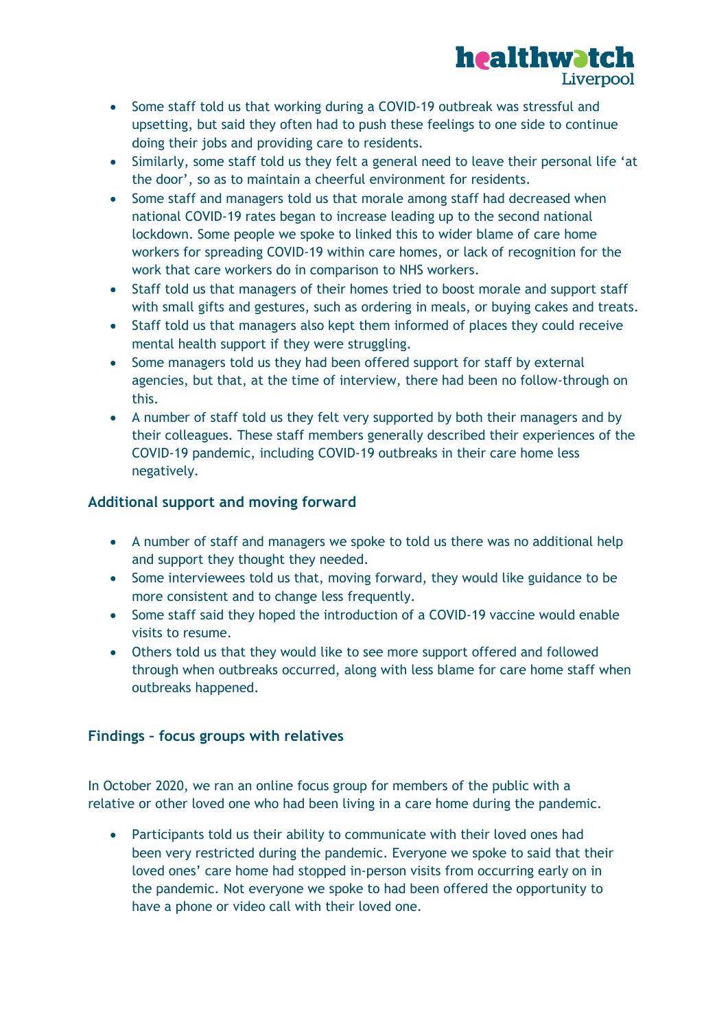- Some staff told us that working during a COVID-19 outbreak was stressful and upsetting, but said they often had to push these feelings to one side to continue doing their jobs and providing care to residents.
- Similarly, some staff told us they felt a general need to leave their personal life 'at the door', so as to maintain a cheerful environment for residents.
- Some staff and managers told us that morale among staff had decreased when national COVID-19 rates began to increase leading up to the second national lockdown. Some people we spoke to linked this to wider blame of care home workers for spreading COVID-19 within care homes, or lack of recognition for the work that care workers do in comparison to NHS workers.
- Staff told us that managers of their homes tried to boost morale and support staff with small gifts and gestures, such as ordering in meals, or buying cakes and treats.
- Staff told us that managers also kept them informed of places they could receive mental health support if they were struggling.
- Some managers told us they had been offered support for staff by external agencies, but that, at the time of interview, there had been no follow-through on this.
- A number of staff told us they felt very supported by both their managers and by their colleagues. These staff members generally described their experiences of the COVID-19 pandemic, including COVID-19 outbreaks in their care home less negatively.

### Additional support and moving forward

- A number of staff and managers we spoke to told us there was no additional help and support they thought they needed.
- Some interviewees told us that, moving forward, they would like guidance to be more consistent and to change less frequently.
- Some staff said they hoped the introduction of a COVID-19 vaccine would enable visits to resume.
- Others told us that they would like to see more support offered and followed through when outbreaks occurred, along with less blame for care home staff when outbreaks happened.

## Findings – focus groups with relatives

In October 2020, we ran an online focus group for members of the public with a relative or other loved one who had been living in a care home during the pandemic.

- Participants told us their ability to communicate with their loved ones had been very restricted during the pandemic. Everyone we spoke to said that their loved ones' care home had stopped in-person visits from occurring early on in the pandemic. Not everyone we spoke to had been offered the opportunity to have a phone or video call with their loved one.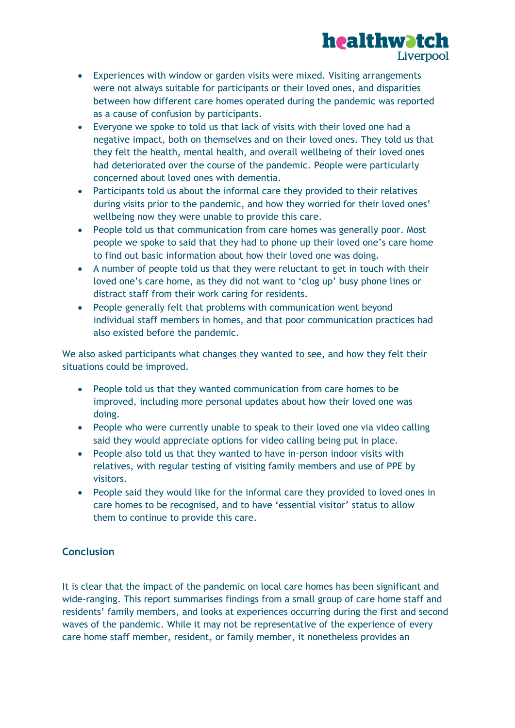- Experiences with window or garden visits were mixed. Visiting arrangements were not always suitable for participants or their loved ones, and disparities between how different care homes operated during the pandemic was reported as a cause of confusion by participants.
- Everyone we spoke to told us that lack of visits with their loved one had a negative impact, both on themselves and on their loved ones. They told us that they felt the health, mental health, and overall wellbeing of their loved ones had deteriorated over the course of the pandemic. People were particularly concerned about loved ones with dementia.
- Participants told us about the informal care they provided to their relatives during visits prior to the pandemic, and how they worried for their loved ones' wellbeing now they were unable to provide this care.
- People told us that communication from care homes was generally poor. Most people we spoke to said that they had to phone up their loved one's care home to find out basic information about how their loved one was doing.
- A number of people told us that they were reluctant to get in touch with their loved one's care home, as they did not want to 'clog up' busy phone lines or distract staff from their work caring for residents.
- People generally felt that problems with communication went beyond individual staff members in homes, and that poor communication practices had also existed before the pandemic.

We also asked participants what changes they wanted to see, and how they felt their situations could be improved.

- People told us that they wanted communication from care homes to be improved, including more personal updates about how their loved one was doing.
- People who were currently unable to speak to their loved one via video calling said they would appreciate options for video calling being put in place.
- People also told us that they wanted to have in-person indoor visits with relatives, with regular testing of visiting family members and use of PPE by visitors.
- People said they would like for the informal care they provided to loved ones in care homes to be recognised, and to have 'essential visitor' status to allow them to continue to provide this care.

## Conclusion

It is clear that the impact of the pandemic on local care homes has been significant and wide-ranging. This report summarises findings from a small group of care home staff and residents' family members, and looks at experiences occurring during the first and second waves of the pandemic. While it may not be representative of the experience of every care home staff member, resident, or family member, it nonetheless provides an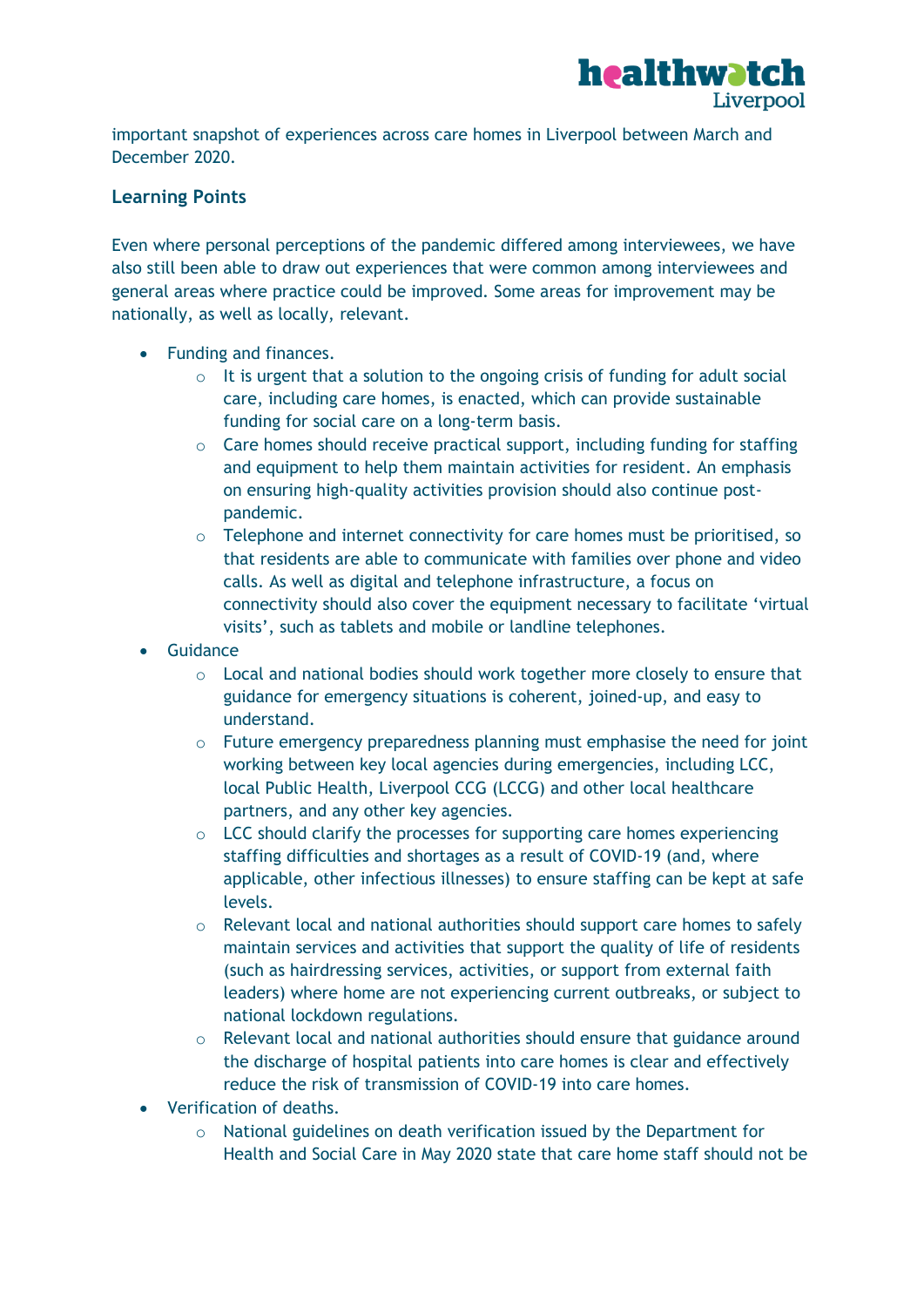important snapshot of experiences across care homes in Liverpool between March and December 2020.

### Learning Points

Even where personal perceptions of the pandemic differed among interviewees, we have also still been able to draw out experiences that were common among interviewees and general areas where practice could be improved. Some areas for improvement may be nationally, as well as locally, relevant.

- Funding and finances.
    - It is urgent that a solution to the ongoing crisis of funding for adult social care, including care homes, is enacted, which can provide sustainable funding for social care on a long-term basis.
    - Care homes should receive practical support, including funding for staffing and equipment to help them maintain activities for resident. An emphasis on ensuring high-quality activities provision should also continue post-pandemic.
    - Telephone and internet connectivity for care homes must be prioritised, so that residents are able to communicate with families over phone and video calls. As well as digital and telephone infrastructure, a focus on connectivity should also cover the equipment necessary to facilitate 'virtual visits', such as tablets and mobile or landline telephones.
- Guidance
    - Local and national bodies should work together more closely to ensure that guidance for emergency situations is coherent, joined-up, and easy to understand.
    - Future emergency preparedness planning must emphasise the need for joint working between key local agencies during emergencies, including LCC, local Public Health, Liverpool CCG (LCCG) and other local healthcare partners, and any other key agencies.
    - LCC should clarify the processes for supporting care homes experiencing staffing difficulties and shortages as a result of COVID-19 (and, where applicable, other infectious illnesses) to ensure staffing can be kept at safe levels.
    - Relevant local and national authorities should support care homes to safely maintain services and activities that support the quality of life of residents (such as hairdressing services, activities, or support from external faith leaders) where home are not experiencing current outbreaks, or subject to national lockdown regulations.
    - Relevant local and national authorities should ensure that guidance around the discharge of hospital patients into care homes is clear and effectively reduce the risk of transmission of COVID-19 into care homes.
- Verification of deaths.
    - National guidelines on death verification issued by the Department for Health and Social Care in May 2020 state that care home staff should not be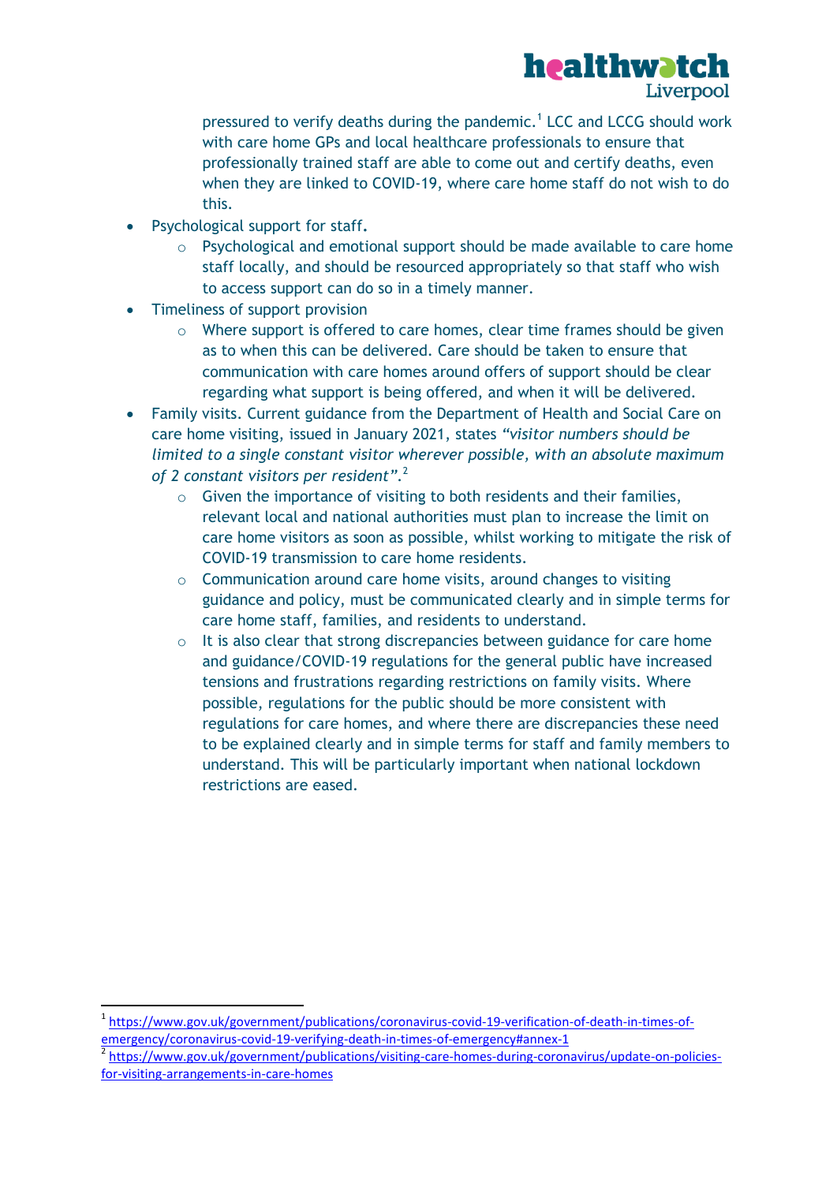pressured to verify deaths during the pandemic.[1] LCC and LCCG should work with care home GPs and local healthcare professionals to ensure that professionally trained staff are able to come out and certify deaths, even when they are linked to COVID-19, where care home staff do not wish to do this.

- Psychological support for staff.
  - Psychological and emotional support should be made available to care home staff locally, and should be resourced appropriately so that staff who wish to access support can do so in a timely manner.
- Timeliness of support provision
  - Where support is offered to care homes, clear time frames should be given as to when this can be delivered. Care should be taken to ensure that communication with care homes around offers of support should be clear regarding what support is being offered, and when it will be delivered.
- Family visits. Current guidance from the Department of Health and Social Care on care home visiting, issued in January 2021, states *"visitor numbers should be limited to a single constant visitor wherever possible, with an absolute maximum of 2 constant visitors per resident"*.[2]
  - Given the importance of visiting to both residents and their families, relevant local and national authorities must plan to increase the limit on care home visitors as soon as possible, whilst working to mitigate the risk of COVID-19 transmission to care home residents.
  - Communication around care home visits, around changes to visiting guidance and policy, must be communicated clearly and in simple terms for care home staff, families, and residents to understand.
  - It is also clear that strong discrepancies between guidance for care home and guidance/COVID-19 regulations for the general public have increased tensions and frustrations regarding restrictions on family visits. Where possible, regulations for the public should be more consistent with regulations for care homes, and where there are discrepancies these need to be explained clearly and in simple terms for staff and family members to understand. This will be particularly important when national lockdown restrictions are eased.

---

[1] https://www.gov.uk/government/publications/coronavirus-covid-19-verification-of-death-in-times-of-emergency/coronavirus-covid-19-verifying-death-in-times-of-emergency#annex-1

[2] https://www.gov.uk/government/publications/visiting-care-homes-during-coronavirus/update-on-policies-for-visiting-arrangements-in-care-homes